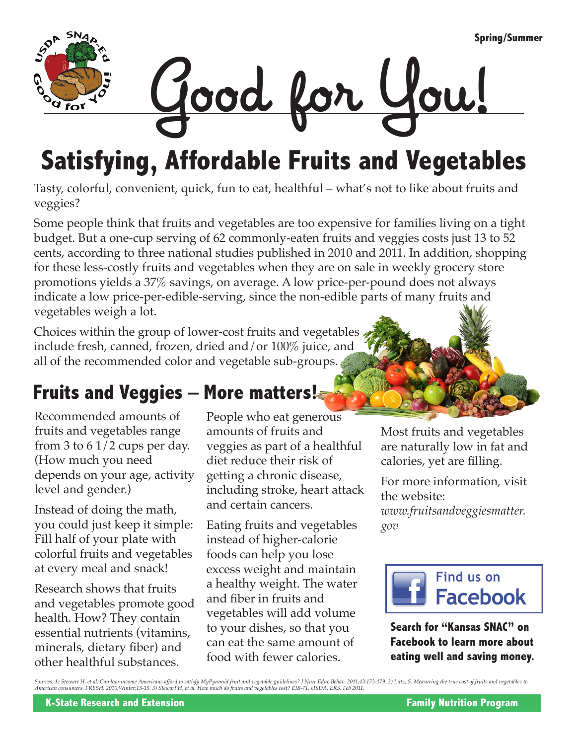Spring/Summer

# Good for You!

## Satisfying, Affordable Fruits and Vegetables

Tasty, colorful, convenient, quick, fun to eat, healthful – what's not to like about fruits and veggies?

Some people think that fruits and vegetables are too expensive for families living on a tight budget. But a one-cup serving of 62 commonly-eaten fruits and veggies costs just 13 to 52 cents, according to three national studies published in 2010 and 2011. In addition, shopping for these less-costly fruits and vegetables when they are on sale in weekly grocery store promotions yields a 37% savings, on average. A low price-per-pound does not always indicate a low price-per-edible-serving, since the non-edible parts of many fruits and vegetables weigh a lot.

Choices within the group of lower-cost fruits and vegetables include fresh, canned, frozen, dried and/or 100% juice, and all of the recommended color and vegetable sub-groups.

## Fruits and Veggies – More matters!

Recommended amounts of fruits and vegetables range from 3 to 6 1/2 cups per day. (How much you need depends on your age, activity level and gender.)

Instead of doing the math, you could just keep it simple: Fill half of your plate with colorful fruits and vegetables at every meal and snack!

Research shows that fruits and vegetables promote good health. How? They contain essential nutrients (vitamins, minerals, dietary fiber) and other healthful substances.

People who eat generous amounts of fruits and veggies as part of a healthful diet reduce their risk of getting a chronic disease, including stroke, heart attack and certain cancers.

Eating fruits and vegetables instead of higher-calorie foods can help you lose excess weight and maintain a healthy weight. The water and fiber in fruits and vegetables will add volume to your dishes, so that you can eat the same amount of food with fewer calories.

Most fruits and vegetables are naturally low in fat and calories, yet are filling.

For more information, visit the website: *www.fruitsandveggiesmatter.gov*

Find us on Facebook

**Search for "Kansas SNAC" on Facebook to learn more about eating well and saving money.**

*Sources: 1) Stewart H, et al. Can low-income Americans afford to satisfy MyPyramid fruit and vegetable guidelines? J Nutr Educ Behav. 2011;43:173-179. 2) Lutz, S. Measuring the true cost of fruits and vegetables to American consumers. FRESH. 2010;Winter;13-15. 3) Stewart H, et al. How much do fruits and vegetables cost? EIB-71, USDA, ERS. Feb 2011.*

K-State Research and Extension — Family Nutrition Program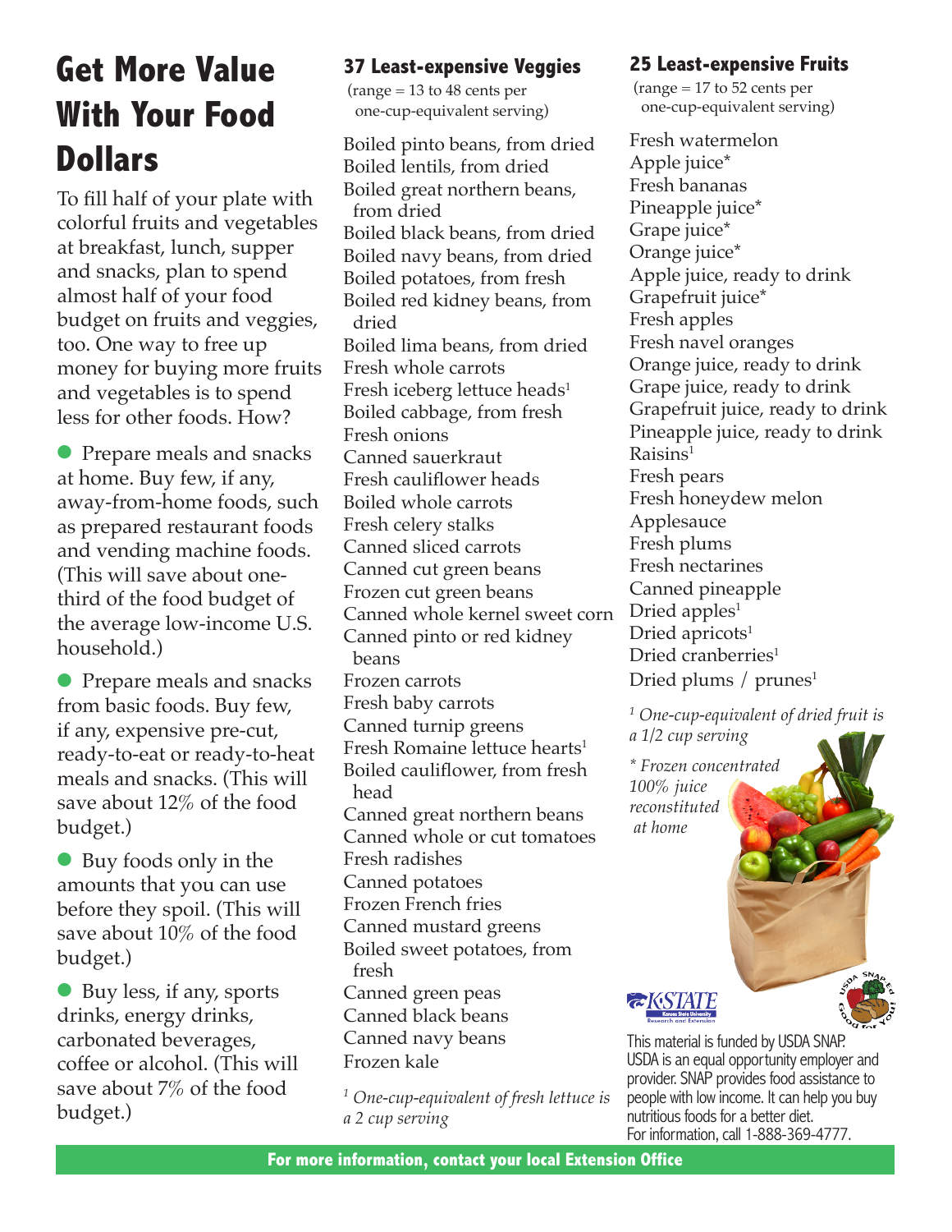# Get More Value With Your Food Dollars

To fill half of your plate with colorful fruits and vegetables at breakfast, lunch, supper and snacks, plan to spend almost half of your food budget on fruits and veggies, too. One way to free up money for buying more fruits and vegetables is to spend less for other foods. How?

- Prepare meals and snacks at home. Buy few, if any, away-from-home foods, such as prepared restaurant foods and vending machine foods. (This will save about one-third of the food budget of the average low-income U.S. household.)
- Prepare meals and snacks from basic foods. Buy few, if any, expensive pre-cut, ready-to-eat or ready-to-heat meals and snacks. (This will save about 12% of the food budget.)
- Buy foods only in the amounts that you can use before they spoil. (This will save about 10% of the food budget.)
- Buy less, if any, sports drinks, energy drinks, carbonated beverages, coffee or alcohol. (This will save about 7% of the food budget.)

## 37 Least-expensive Veggies

(range = 13 to 48 cents per one-cup-equivalent serving)

Boiled pinto beans, from dried
Boiled lentils, from dried
Boiled great northern beans, from dried
Boiled black beans, from dried
Boiled navy beans, from dried
Boiled potatoes, from fresh
Boiled red kidney beans, from dried
Boiled lima beans, from dried
Fresh whole carrots
Fresh iceberg lettuce heads[1]
Boiled cabbage, from fresh
Fresh onions
Canned sauerkraut
Fresh cauliflower heads
Boiled whole carrots
Fresh celery stalks
Canned sliced carrots
Canned cut green beans
Frozen cut green beans
Canned whole kernel sweet corn
Canned pinto or red kidney beans
Frozen carrots
Fresh baby carrots
Canned turnip greens
Fresh Romaine lettuce hearts[1]
Boiled cauliflower, from fresh head
Canned great northern beans
Canned whole or cut tomatoes
Fresh radishes
Canned potatoes
Frozen French fries
Canned mustard greens
Boiled sweet potatoes, from fresh
Canned green peas
Canned black beans
Canned navy beans
Frozen kale

*[1] One-cup-equivalent of fresh lettuce is a 2 cup serving*

## 25 Least-expensive Fruits

(range = 17 to 52 cents per one-cup-equivalent serving)

Fresh watermelon
Apple juice*
Fresh bananas
Pineapple juice*
Grape juice*
Orange juice*
Apple juice, ready to drink
Grapefruit juice*
Fresh apples
Fresh navel oranges
Orange juice, ready to drink
Grape juice, ready to drink
Grapefruit juice, ready to drink
Pineapple juice, ready to drink
Raisins[1]
Fresh pears
Fresh honeydew melon
Applesauce
Fresh plums
Fresh nectarines
Canned pineapple
Dried apples[1]
Dried apricots[1]
Dried cranberries[1]
Dried plums / prunes[1]

*[1] One-cup-equivalent of dried fruit is a 1/2 cup serving*

*\* Frozen concentrated 100% juice reconstituted at home*

K-STATE Kansas State University Research and Extension

This material is funded by USDA SNAP. USDA is an equal opportunity employer and provider. SNAP provides food assistance to people with low income. It can help you buy nutritious foods for a better diet. For information, call 1-888-369-4777.

**For more information, contact your local Extension Office**